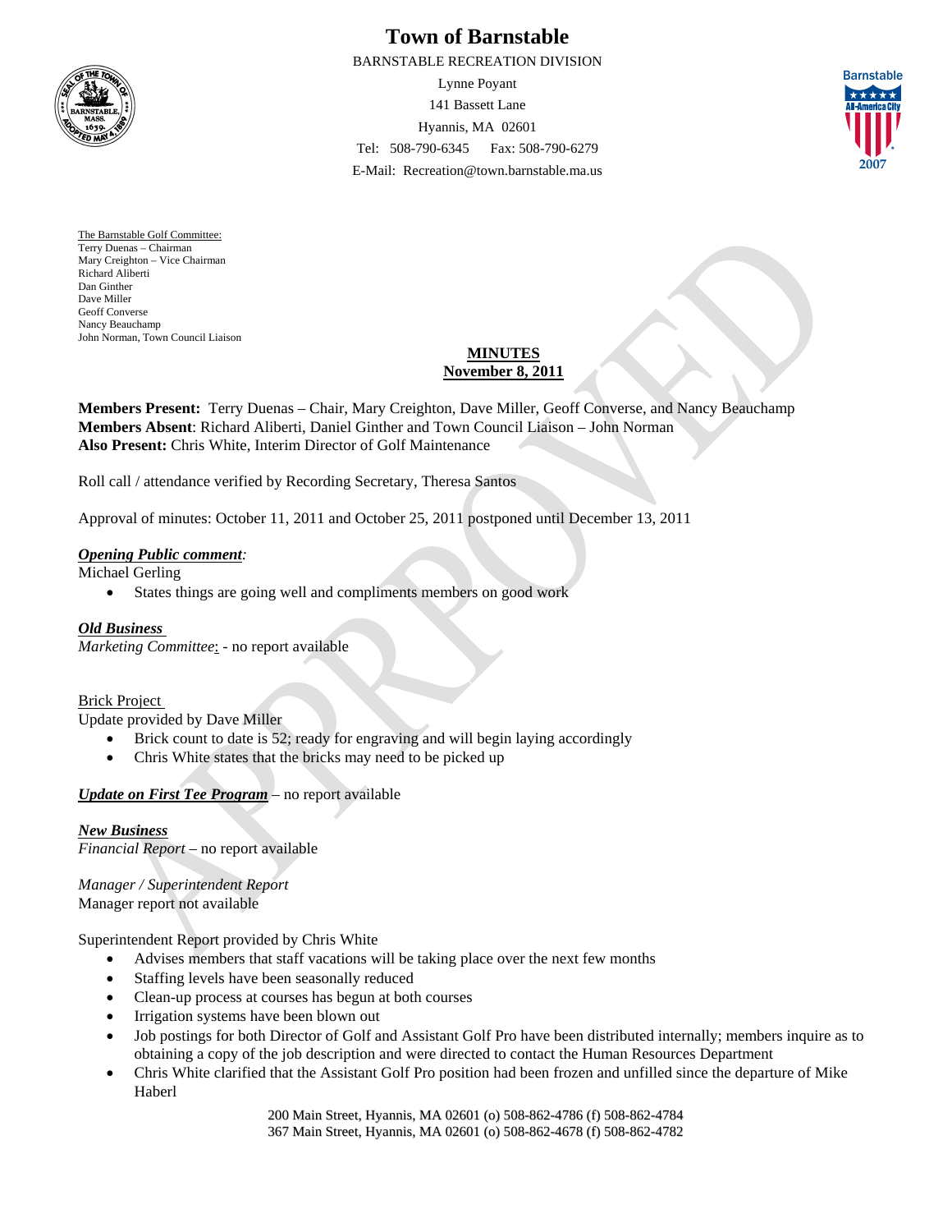# Town of Barnstable

BARNSTABLE RECREATION DIVISION

Lynne Poyant
141 Bassett Lane
Hyannis, MA 02601
Tel: 508-790-6345 Fax: 508-790-6279
E-Mail: Recreation@town.barnstable.ma.us

The Barnstable Golf Committee:
Terry Duenas – Chairman
Mary Creighton – Vice Chairman
Richard Aliberti
Dan Ginther
Dave Miller
Geoff Converse
Nancy Beauchamp
John Norman, Town Council Liaison

## MINUTES
## November 8, 2011

**Members Present:** Terry Duenas – Chair, Mary Creighton, Dave Miller, Geoff Converse, and Nancy Beauchamp
**Members Absent**: Richard Aliberti, Daniel Ginther and Town Council Liaison – John Norman
**Also Present:** Chris White, Interim Director of Golf Maintenance

Roll call / attendance verified by Recording Secretary, Theresa Santos

Approval of minutes: October 11, 2011 and October 25, 2011 postponed until December 13, 2011

***Opening Public comment*:**
Michael Gerling

- States things are going well and compliments members on good work

***Old Business***
*Marketing Committee*: - no report available

Brick Project
Update provided by Dave Miller

- Brick count to date is 52; ready for engraving and will begin laying accordingly
- Chris White states that the bricks may need to be picked up

***Update on First Tee Program*** – no report available

***New Business***
*Financial Report* – no report available

*Manager / Superintendent Report*
Manager report not available

Superintendent Report provided by Chris White

- Advises members that staff vacations will be taking place over the next few months
- Staffing levels have been seasonally reduced
- Clean-up process at courses has begun at both courses
- Irrigation systems have been blown out
- Job postings for both Director of Golf and Assistant Golf Pro have been distributed internally; members inquire as to obtaining a copy of the job description and were directed to contact the Human Resources Department
- Chris White clarified that the Assistant Golf Pro position had been frozen and unfilled since the departure of Mike Haberl

200 Main Street, Hyannis, MA 02601 (o) 508-862-4786 (f) 508-862-4784
367 Main Street, Hyannis, MA 02601 (o) 508-862-4678 (f) 508-862-4782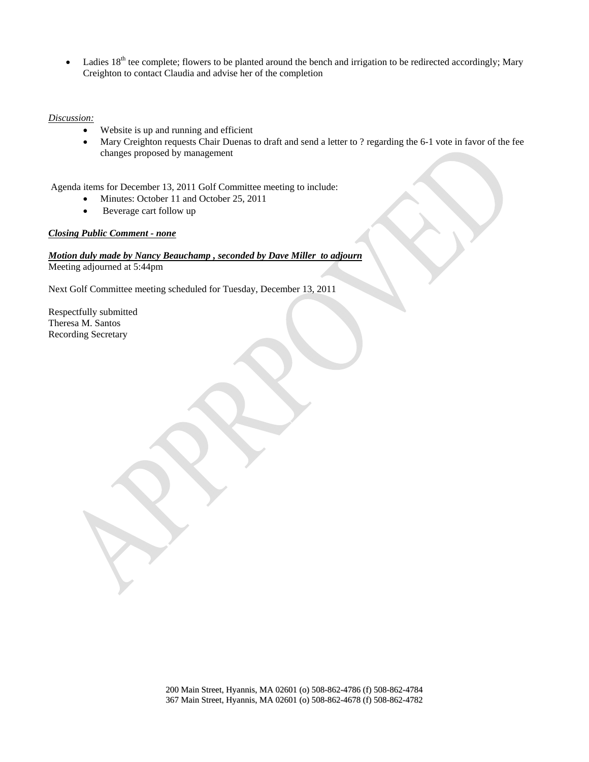- Ladies 18th tee complete; flowers to be planted around the bench and irrigation to be redirected accordingly; Mary Creighton to contact Claudia and advise her of the completion

*Discussion:*

- Website is up and running and efficient
- Mary Creighton requests Chair Duenas to draft and send a letter to ? regarding the 6-1 vote in favor of the fee changes proposed by management

Agenda items for December 13, 2011 Golf Committee meeting to include:

- Minutes: October 11 and October 25, 2011
- Beverage cart follow up

***Closing Public Comment - none***

***Motion duly made by Nancy Beauchamp , seconded by Dave Miller to adjourn***

Meeting adjourned at 5:44pm

Next Golf Committee meeting scheduled for Tuesday, December 13, 2011

Respectfully submitted
Theresa M. Santos
Recording Secretary

200 Main Street, Hyannis, MA 02601 (o) 508-862-4786 (f) 508-862-4784
367 Main Street, Hyannis, MA 02601 (o) 508-862-4678 (f) 508-862-4782